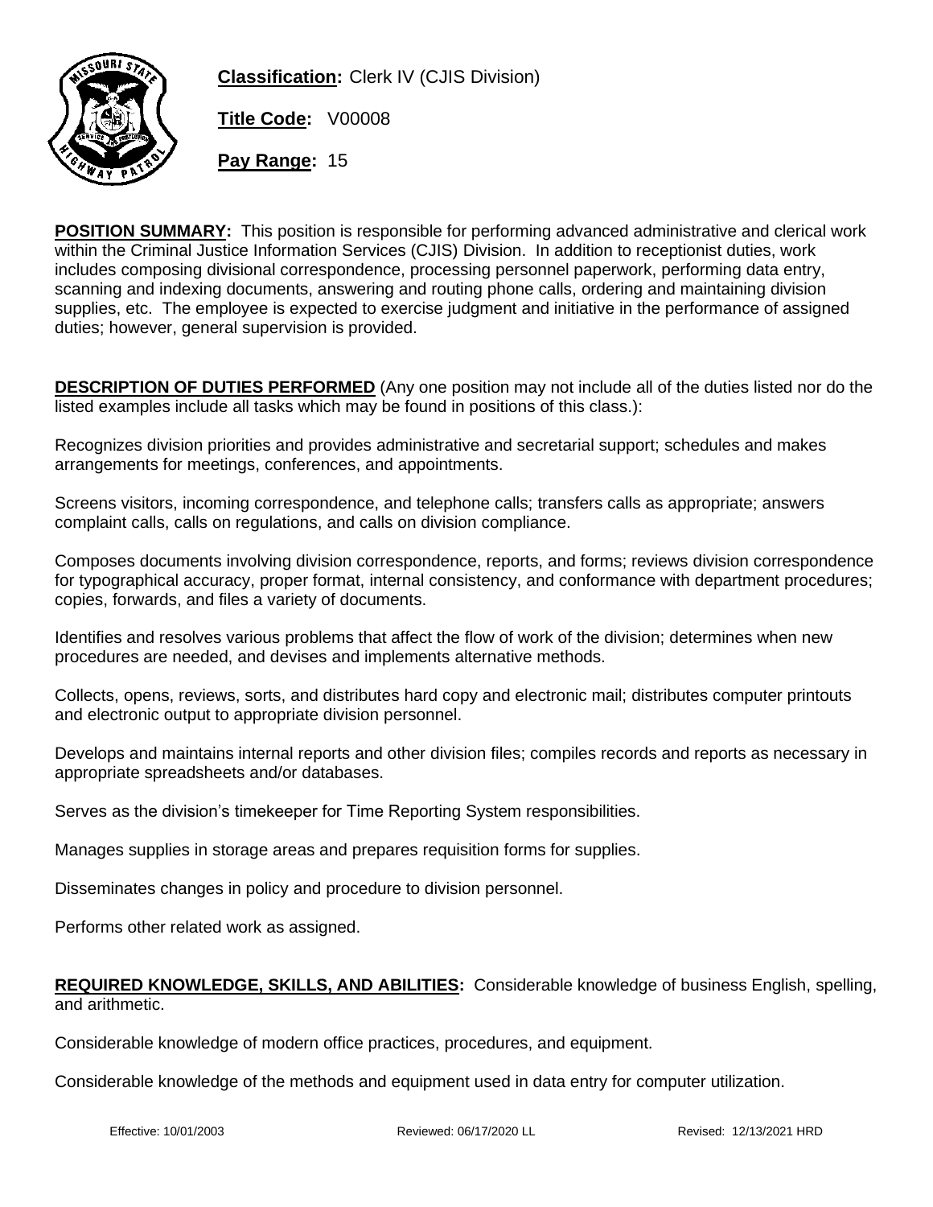**Classification:** Clerk IV (CJIS Division)

**Title Code:** V00008

**Pay Range:** 15

**POSITION SUMMARY:** This position is responsible for performing advanced administrative and clerical work within the Criminal Justice Information Services (CJIS) Division. In addition to receptionist duties, work includes composing divisional correspondence, processing personnel paperwork, performing data entry, scanning and indexing documents, answering and routing phone calls, ordering and maintaining division supplies, etc. The employee is expected to exercise judgment and initiative in the performance of assigned duties; however, general supervision is provided.

**DESCRIPTION OF DUTIES PERFORMED** (Any one position may not include all of the duties listed nor do the listed examples include all tasks which may be found in positions of this class.):

Recognizes division priorities and provides administrative and secretarial support; schedules and makes arrangements for meetings, conferences, and appointments.

Screens visitors, incoming correspondence, and telephone calls; transfers calls as appropriate; answers complaint calls, calls on regulations, and calls on division compliance.

Composes documents involving division correspondence, reports, and forms; reviews division correspondence for typographical accuracy, proper format, internal consistency, and conformance with department procedures; copies, forwards, and files a variety of documents.

Identifies and resolves various problems that affect the flow of work of the division; determines when new procedures are needed, and devises and implements alternative methods.

Collects, opens, reviews, sorts, and distributes hard copy and electronic mail; distributes computer printouts and electronic output to appropriate division personnel.

Develops and maintains internal reports and other division files; compiles records and reports as necessary in appropriate spreadsheets and/or databases.

Serves as the division's timekeeper for Time Reporting System responsibilities.

Manages supplies in storage areas and prepares requisition forms for supplies.

Disseminates changes in policy and procedure to division personnel.

Performs other related work as assigned.

**REQUIRED KNOWLEDGE, SKILLS, AND ABILITIES:** Considerable knowledge of business English, spelling, and arithmetic.

Considerable knowledge of modern office practices, procedures, and equipment.

Considerable knowledge of the methods and equipment used in data entry for computer utilization.

Effective: 10/01/2003 Reviewed: 06/17/2020 LL Revised: 12/13/2021 HRD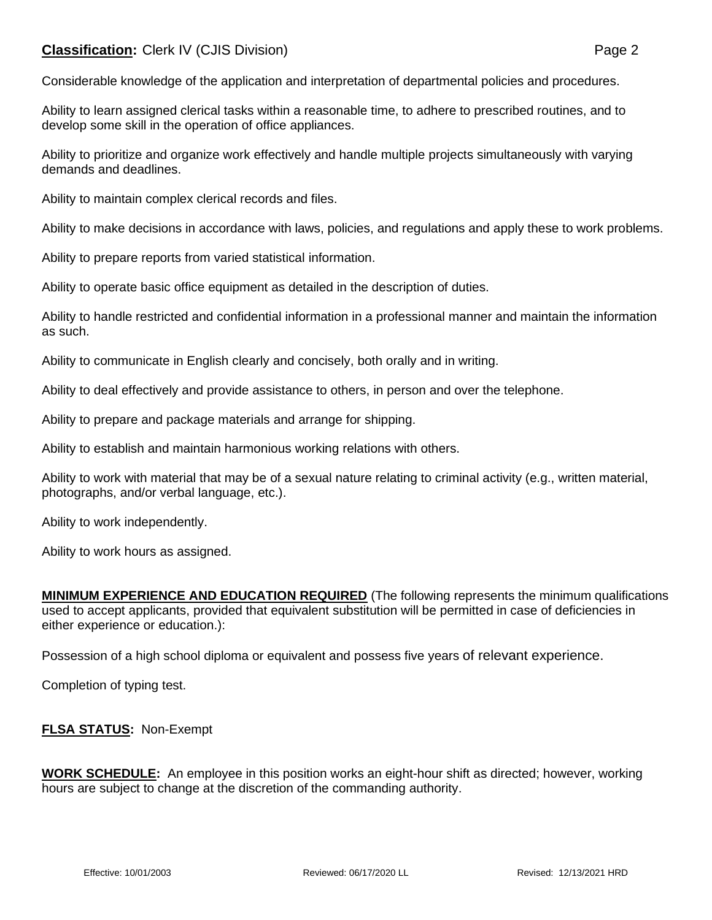Considerable knowledge of the application and interpretation of departmental policies and procedures.

Ability to learn assigned clerical tasks within a reasonable time, to adhere to prescribed routines, and to develop some skill in the operation of office appliances.

Ability to prioritize and organize work effectively and handle multiple projects simultaneously with varying demands and deadlines.

Ability to maintain complex clerical records and files.

Ability to make decisions in accordance with laws, policies, and regulations and apply these to work problems.

Ability to prepare reports from varied statistical information.

Ability to operate basic office equipment as detailed in the description of duties.

Ability to handle restricted and confidential information in a professional manner and maintain the information as such.

Ability to communicate in English clearly and concisely, both orally and in writing.

Ability to deal effectively and provide assistance to others, in person and over the telephone.

Ability to prepare and package materials and arrange for shipping.

Ability to establish and maintain harmonious working relations with others.

Ability to work with material that may be of a sexual nature relating to criminal activity (e.g., written material, photographs, and/or verbal language, etc.).

Ability to work independently.

Ability to work hours as assigned.

**MINIMUM EXPERIENCE AND EDUCATION REQUIRED** (The following represents the minimum qualifications used to accept applicants, provided that equivalent substitution will be permitted in case of deficiencies in either experience or education.):

Possession of a high school diploma or equivalent and possess five years of relevant experience.

Completion of typing test.

**FLSA STATUS:** Non-Exempt

**WORK SCHEDULE:** An employee in this position works an eight-hour shift as directed; however, working hours are subject to change at the discretion of the commanding authority.

Effective: 10/01/2003 Reviewed: 06/17/2020 LL Revised: 12/13/2021 HRD